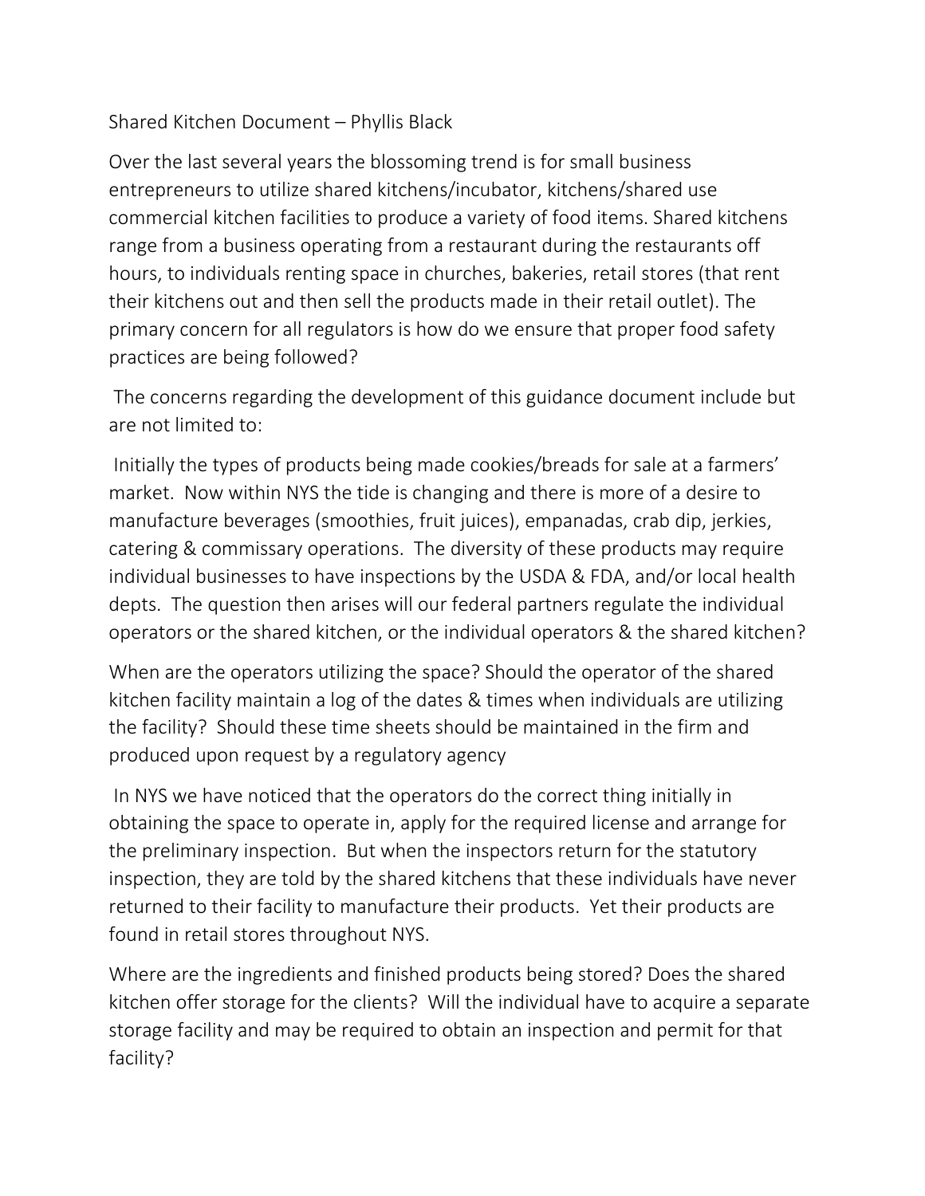Shared Kitchen Document – Phyllis Black

Over the last several years the blossoming trend is for small business entrepreneurs to utilize shared kitchens/incubator, kitchens/shared use commercial kitchen facilities to produce a variety of food items. Shared kitchens range from a business operating from a restaurant during the restaurants off hours, to individuals renting space in churches, bakeries, retail stores (that rent their kitchens out and then sell the products made in their retail outlet). The primary concern for all regulators is how do we ensure that proper food safety practices are being followed?

The concerns regarding the development of this guidance document include but are not limited to:

Initially the types of products being made cookies/breads for sale at a farmers' market. Now within NYS the tide is changing and there is more of a desire to manufacture beverages (smoothies, fruit juices), empanadas, crab dip, jerkies, catering & commissary operations. The diversity of these products may require individual businesses to have inspections by the USDA & FDA, and/or local health depts. The question then arises will our federal partners regulate the individual operators or the shared kitchen, or the individual operators & the shared kitchen?

When are the operators utilizing the space? Should the operator of the shared kitchen facility maintain a log of the dates & times when individuals are utilizing the facility? Should these time sheets should be maintained in the firm and produced upon request by a regulatory agency

In NYS we have noticed that the operators do the correct thing initially in obtaining the space to operate in, apply for the required license and arrange for the preliminary inspection. But when the inspectors return for the statutory inspection, they are told by the shared kitchens that these individuals have never returned to their facility to manufacture their products. Yet their products are found in retail stores throughout NYS.

Where are the ingredients and finished products being stored? Does the shared kitchen offer storage for the clients? Will the individual have to acquire a separate storage facility and may be required to obtain an inspection and permit for that facility?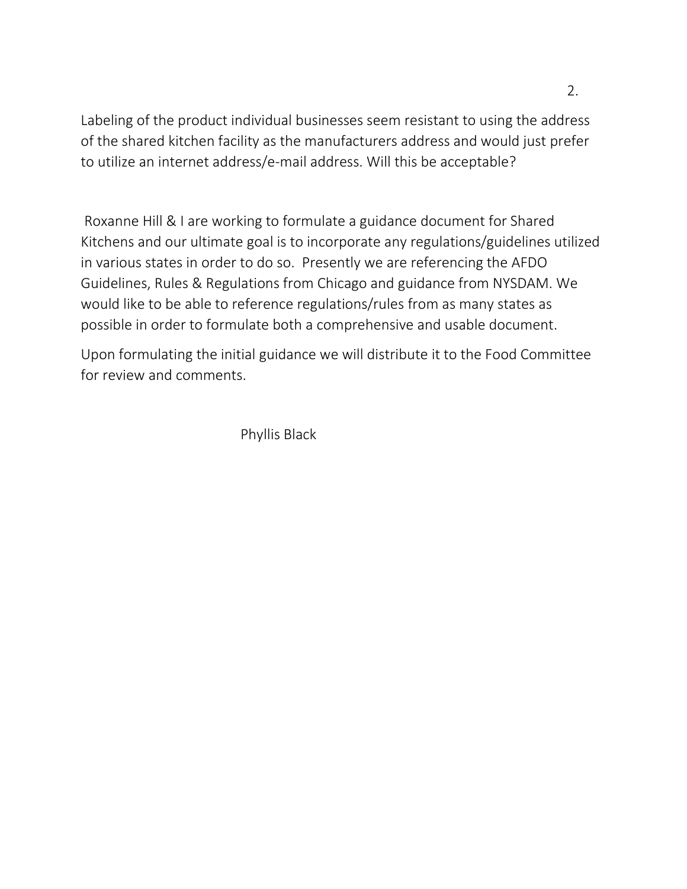Labeling of the product individual businesses seem resistant to using the address of the shared kitchen facility as the manufacturers address and would just prefer to utilize an internet address/e-mail address. Will this be acceptable?

Roxanne Hill & I are working to formulate a guidance document for Shared Kitchens and our ultimate goal is to incorporate any regulations/guidelines utilized in various states in order to do so. Presently we are referencing the AFDO Guidelines, Rules & Regulations from Chicago and guidance from NYSDAM. We would like to be able to reference regulations/rules from as many states as possible in order to formulate both a comprehensive and usable document.

Upon formulating the initial guidance we will distribute it to the Food Committee for review and comments.

Phyllis Black